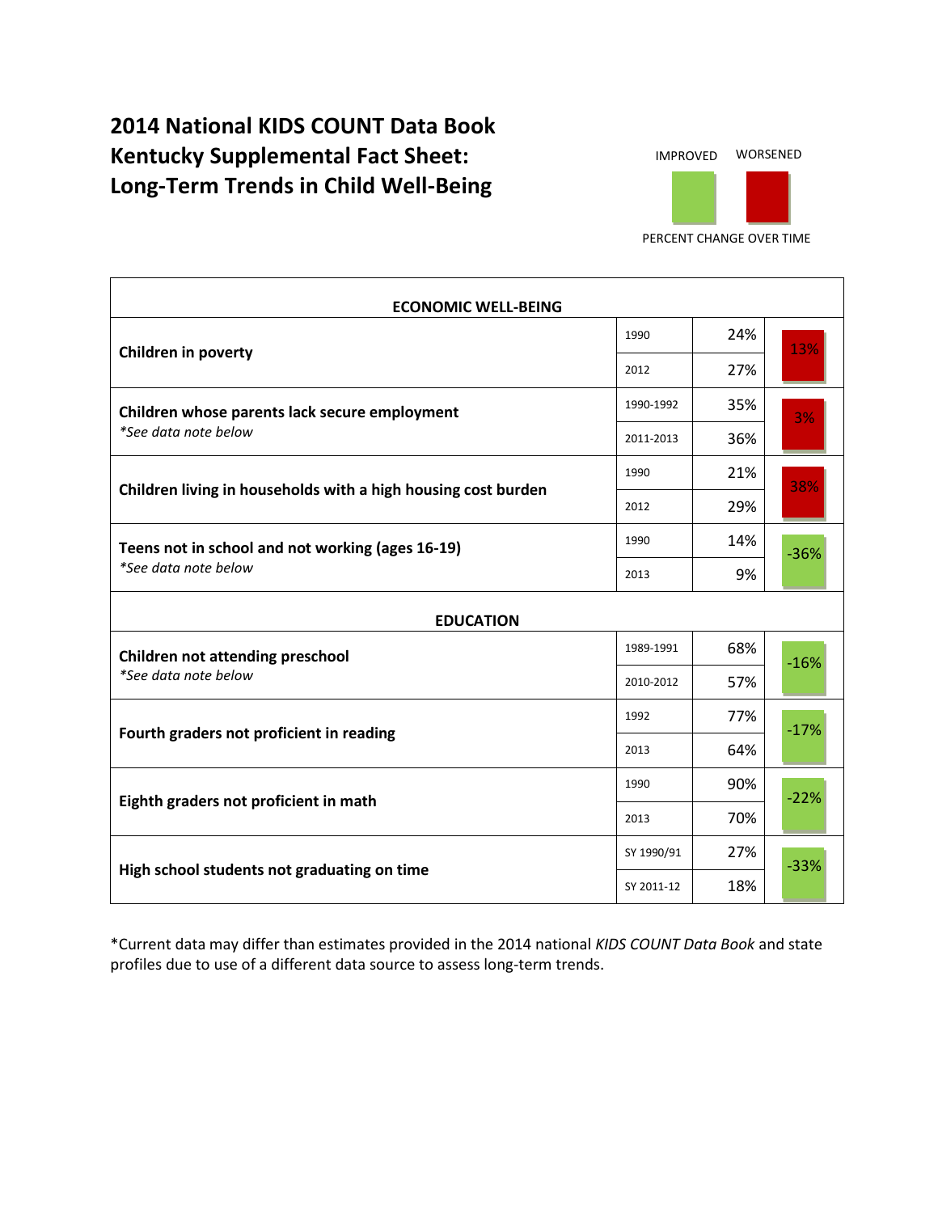# 2014 National KIDS COUNT Data Book Kentucky Supplemental Fact Sheet: Long-Term Trends in Child Well-Being

IMPROVED WORSENED

PERCENT CHANGE OVER TIME

| Indicator | Year | Value | Percent Change |
|---|---|---|---|
| **ECONOMIC WELL-BEING** | | | |
| **Children in poverty** | 1990 | 24% | 13% |
| | 2012 | 27% | |
| **Children whose parents lack secure employment** *\*See data note below* | 1990-1992 | 35% | 3% |
| | 2011-2013 | 36% | |
| **Children living in households with a high housing cost burden** | 1990 | 21% | 38% |
| | 2012 | 29% | |
| **Teens not in school and not working (ages 16-19)** *\*See data note below* | 1990 | 14% | -36% |
| | 2013 | 9% | |
| **EDUCATION** | | | |
| **Children not attending preschool** *\*See data note below* | 1989-1991 | 68% | -16% |
| | 2010-2012 | 57% | |
| **Fourth graders not proficient in reading** | 1992 | 77% | -17% |
| | 2013 | 64% | |
| **Eighth graders not proficient in math** | 1990 | 90% | -22% |
| | 2013 | 70% | |
| **High school students not graduating on time** | SY 1990/91 | 27% | -33% |
| | SY 2011-12 | 18% | |

*Current data may differ than estimates provided in the 2014 national *KIDS COUNT Data Book* and state profiles due to use of a different data source to assess long-term trends.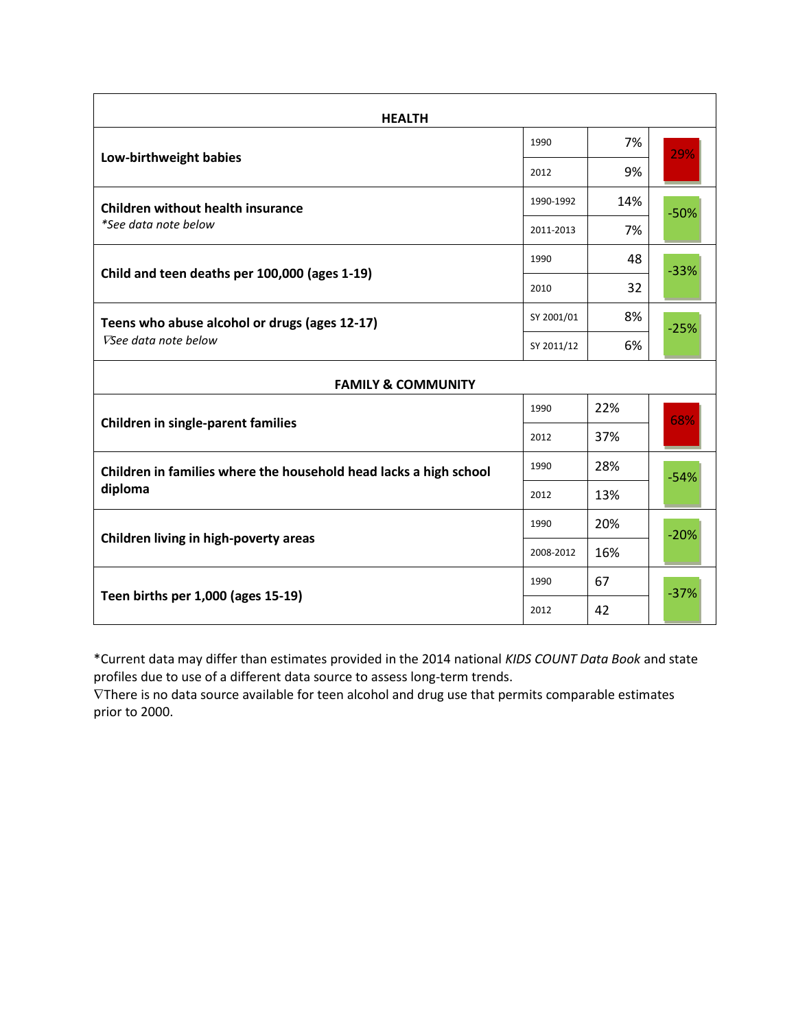| | | | |
|---|---|---|---|
| **HEALTH** | | | |
| **Low-birthweight babies** | 1990 | 7% | 29% |
| | 2012 | 9% | |
| **Children without health insurance** *\*See data note below* | 1990-1992 | 14% | -50% |
| | 2011-2013 | 7% | |
| **Child and teen deaths per 100,000 (ages 1-19)** | 1990 | 48 | -33% |
| | 2010 | 32 | |
| **Teens who abuse alcohol or drugs (ages 12-17)** *∇See data note below* | SY 2001/01 | 8% | -25% |
| | SY 2011/12 | 6% | |
| **FAMILY & COMMUNITY** | | | |
| **Children in single-parent families** | 1990 | 22% | 68% |
| | 2012 | 37% | |
| **Children in families where the household head lacks a high school diploma** | 1990 | 28% | -54% |
| | 2012 | 13% | |
| **Children living in high-poverty areas** | 1990 | 20% | -20% |
| | 2008-2012 | 16% | |
| **Teen births per 1,000 (ages 15-19)** | 1990 | 67 | -37% |
| | 2012 | 42 | |

*Current data may differ than estimates provided in the 2014 national *KIDS COUNT Data Book* and state profiles due to use of a different data source to assess long-term trends.
∇There is no data source available for teen alcohol and drug use that permits comparable estimates prior to 2000.